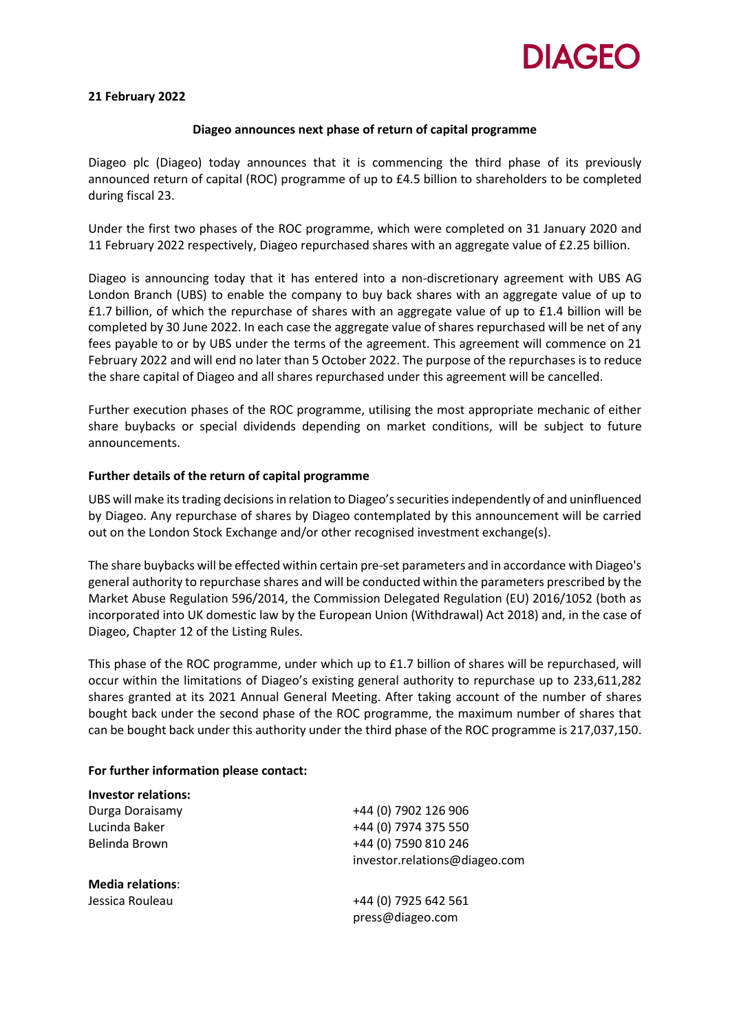DIAGEO

**21 February 2022**

**Diageo announces next phase of return of capital programme**

Diageo plc (Diageo) today announces that it is commencing the third phase of its previously announced return of capital (ROC) programme of up to £4.5 billion to shareholders to be completed during fiscal 23.

Under the first two phases of the ROC programme, which were completed on 31 January 2020 and 11 February 2022 respectively, Diageo repurchased shares with an aggregate value of £2.25 billion.

Diageo is announcing today that it has entered into a non-discretionary agreement with UBS AG London Branch (UBS) to enable the company to buy back shares with an aggregate value of up to £1.7 billion, of which the repurchase of shares with an aggregate value of up to £1.4 billion will be completed by 30 June 2022. In each case the aggregate value of shares repurchased will be net of any fees payable to or by UBS under the terms of the agreement. This agreement will commence on 21 February 2022 and will end no later than 5 October 2022. The purpose of the repurchases is to reduce the share capital of Diageo and all shares repurchased under this agreement will be cancelled.

Further execution phases of the ROC programme, utilising the most appropriate mechanic of either share buybacks or special dividends depending on market conditions, will be subject to future announcements.

**Further details of the return of capital programme**

UBS will make its trading decisions in relation to Diageo's securities independently of and uninfluenced by Diageo. Any repurchase of shares by Diageo contemplated by this announcement will be carried out on the London Stock Exchange and/or other recognised investment exchange(s).

The share buybacks will be effected within certain pre-set parameters and in accordance with Diageo's general authority to repurchase shares and will be conducted within the parameters prescribed by the Market Abuse Regulation 596/2014, the Commission Delegated Regulation (EU) 2016/1052 (both as incorporated into UK domestic law by the European Union (Withdrawal) Act 2018) and, in the case of Diageo, Chapter 12 of the Listing Rules.

This phase of the ROC programme, under which up to £1.7 billion of shares will be repurchased, will occur within the limitations of Diageo's existing general authority to repurchase up to 233,611,282 shares granted at its 2021 Annual General Meeting. After taking account of the number of shares bought back under the second phase of the ROC programme, the maximum number of shares that can be bought back under this authority under the third phase of the ROC programme is 217,037,150.

**For further information please contact:**

**Investor relations:**

| | |
|---|---|
| Durga Doraisamy | +44 (0) 7902 126 906 |
| Lucinda Baker | +44 (0) 7974 375 550 |
| Belinda Brown | +44 (0) 7590 810 246 |
| | investor.relations@diageo.com |

**Media relations**:

| | |
|---|---|
| Jessica Rouleau | +44 (0) 7925 642 561 |
| | press@diageo.com |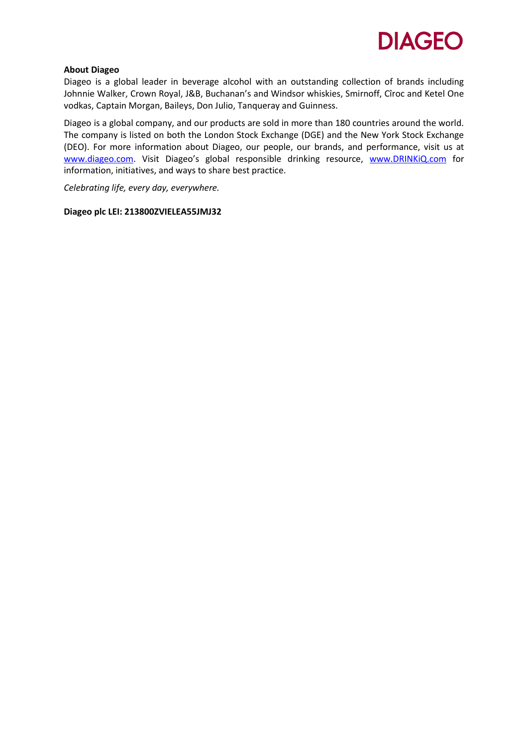**About Diageo**

Diageo is a global leader in beverage alcohol with an outstanding collection of brands including Johnnie Walker, Crown Royal, J&B, Buchanan's and Windsor whiskies, Smirnoff, Cîroc and Ketel One vodkas, Captain Morgan, Baileys, Don Julio, Tanqueray and Guinness.

Diageo is a global company, and our products are sold in more than 180 countries around the world. The company is listed on both the London Stock Exchange (DGE) and the New York Stock Exchange (DEO). For more information about Diageo, our people, our brands, and performance, visit us at www.diageo.com. Visit Diageo's global responsible drinking resource, www.DRINKiQ.com for information, initiatives, and ways to share best practice.

*Celebrating life, every day, everywhere.*

**Diageo plc LEI: 213800ZVIELEA55JMJ32**